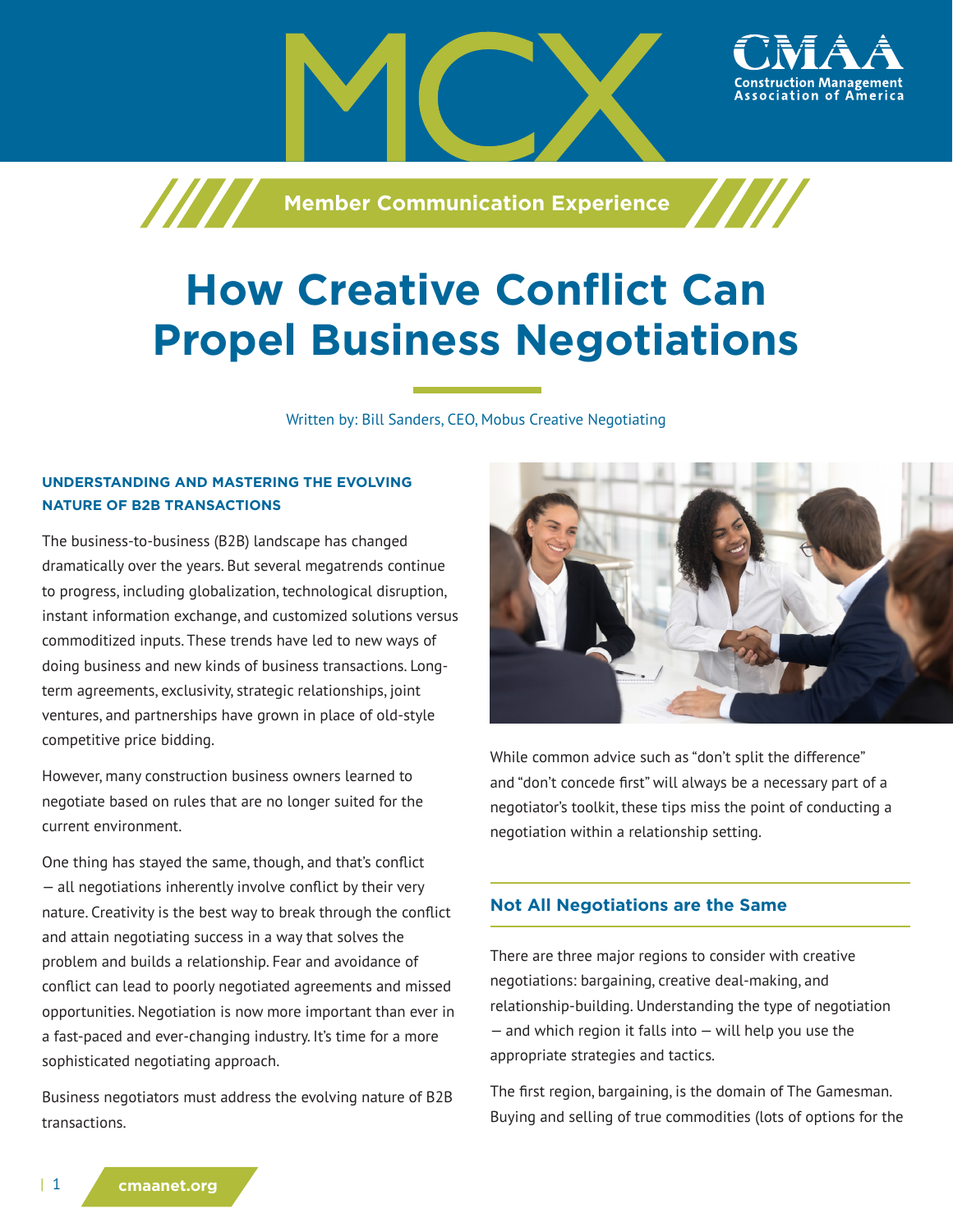# How Creative Conflict Can Propel Business Negotiations

Written by: Bill Sanders, CEO, Mobus Creative Negotiating

### UNDERSTANDING AND MASTERING THE EVOLVING NATURE OF B2B TRANSACTIONS

The business-to-business (B2B) landscape has changed dramatically over the years. But several megatrends continue to progress, including globalization, technological disruption, instant information exchange, and customized solutions versus commoditized inputs. These trends have led to new ways of doing business and new kinds of business transactions. Long-term agreements, exclusivity, strategic relationships, joint ventures, and partnerships have grown in place of old-style competitive price bidding.

However, many construction business owners learned to negotiate based on rules that are no longer suited for the current environment.

One thing has stayed the same, though, and that's conflict — all negotiations inherently involve conflict by their very nature. Creativity is the best way to break through the conflict and attain negotiating success in a way that solves the problem and builds a relationship. Fear and avoidance of conflict can lead to poorly negotiated agreements and missed opportunities. Negotiation is now more important than ever in a fast-paced and ever-changing industry. It's time for a more sophisticated negotiating approach.

Business negotiators must address the evolving nature of B2B transactions.

While common advice such as "don't split the difference" and "don't concede first" will always be a necessary part of a negotiator's toolkit, these tips miss the point of conducting a negotiation within a relationship setting.

### Not All Negotiations are the Same

There are three major regions to consider with creative negotiations: bargaining, creative deal-making, and relationship-building. Understanding the type of negotiation — and which region it falls into — will help you use the appropriate strategies and tactics.

The first region, bargaining, is the domain of The Gamesman. Buying and selling of true commodities (lots of options for the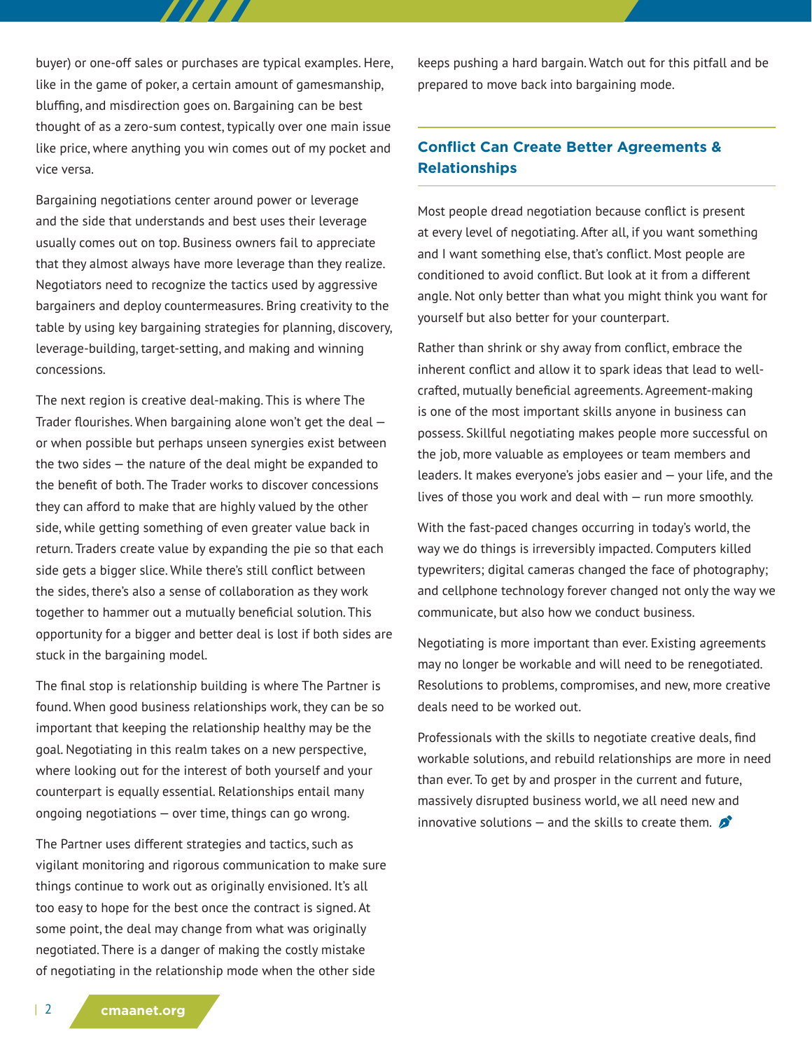buyer) or one-off sales or purchases are typical examples. Here, like in the game of poker, a certain amount of gamesmanship, bluffing, and misdirection goes on. Bargaining can be best thought of as a zero-sum contest, typically over one main issue like price, where anything you win comes out of my pocket and vice versa.

Bargaining negotiations center around power or leverage and the side that understands and best uses their leverage usually comes out on top. Business owners fail to appreciate that they almost always have more leverage than they realize. Negotiators need to recognize the tactics used by aggressive bargainers and deploy countermeasures. Bring creativity to the table by using key bargaining strategies for planning, discovery, leverage-building, target-setting, and making and winning concessions.

The next region is creative deal-making. This is where The Trader flourishes. When bargaining alone won't get the deal — or when possible but perhaps unseen synergies exist between the two sides — the nature of the deal might be expanded to the benefit of both. The Trader works to discover concessions they can afford to make that are highly valued by the other side, while getting something of even greater value back in return. Traders create value by expanding the pie so that each side gets a bigger slice. While there's still conflict between the sides, there's also a sense of collaboration as they work together to hammer out a mutually beneficial solution. This opportunity for a bigger and better deal is lost if both sides are stuck in the bargaining model.

The final stop is relationship building is where The Partner is found. When good business relationships work, they can be so important that keeping the relationship healthy may be the goal. Negotiating in this realm takes on a new perspective, where looking out for the interest of both yourself and your counterpart is equally essential. Relationships entail many ongoing negotiations — over time, things can go wrong.

The Partner uses different strategies and tactics, such as vigilant monitoring and rigorous communication to make sure things continue to work out as originally envisioned. It's all too easy to hope for the best once the contract is signed. At some point, the deal may change from what was originally negotiated. There is a danger of making the costly mistake of negotiating in the relationship mode when the other side keeps pushing a hard bargain. Watch out for this pitfall and be prepared to move back into bargaining mode.

## Conflict Can Create Better Agreements & Relationships

Most people dread negotiation because conflict is present at every level of negotiating. After all, if you want something and I want something else, that's conflict. Most people are conditioned to avoid conflict. But look at it from a different angle. Not only better than what you might think you want for yourself but also better for your counterpart.

Rather than shrink or shy away from conflict, embrace the inherent conflict and allow it to spark ideas that lead to well-crafted, mutually beneficial agreements. Agreement-making is one of the most important skills anyone in business can possess. Skillful negotiating makes people more successful on the job, more valuable as employees or team members and leaders. It makes everyone's jobs easier and — your life, and the lives of those you work and deal with — run more smoothly.

With the fast-paced changes occurring in today's world, the way we do things is irreversibly impacted. Computers killed typewriters; digital cameras changed the face of photography; and cellphone technology forever changed not only the way we communicate, but also how we conduct business.

Negotiating is more important than ever. Existing agreements may no longer be workable and will need to be renegotiated. Resolutions to problems, compromises, and new, more creative deals need to be worked out.

Professionals with the skills to negotiate creative deals, find workable solutions, and rebuild relationships are more in need than ever. To get by and prosper in the current and future, massively disrupted business world, we all need new and innovative solutions — and the skills to create them.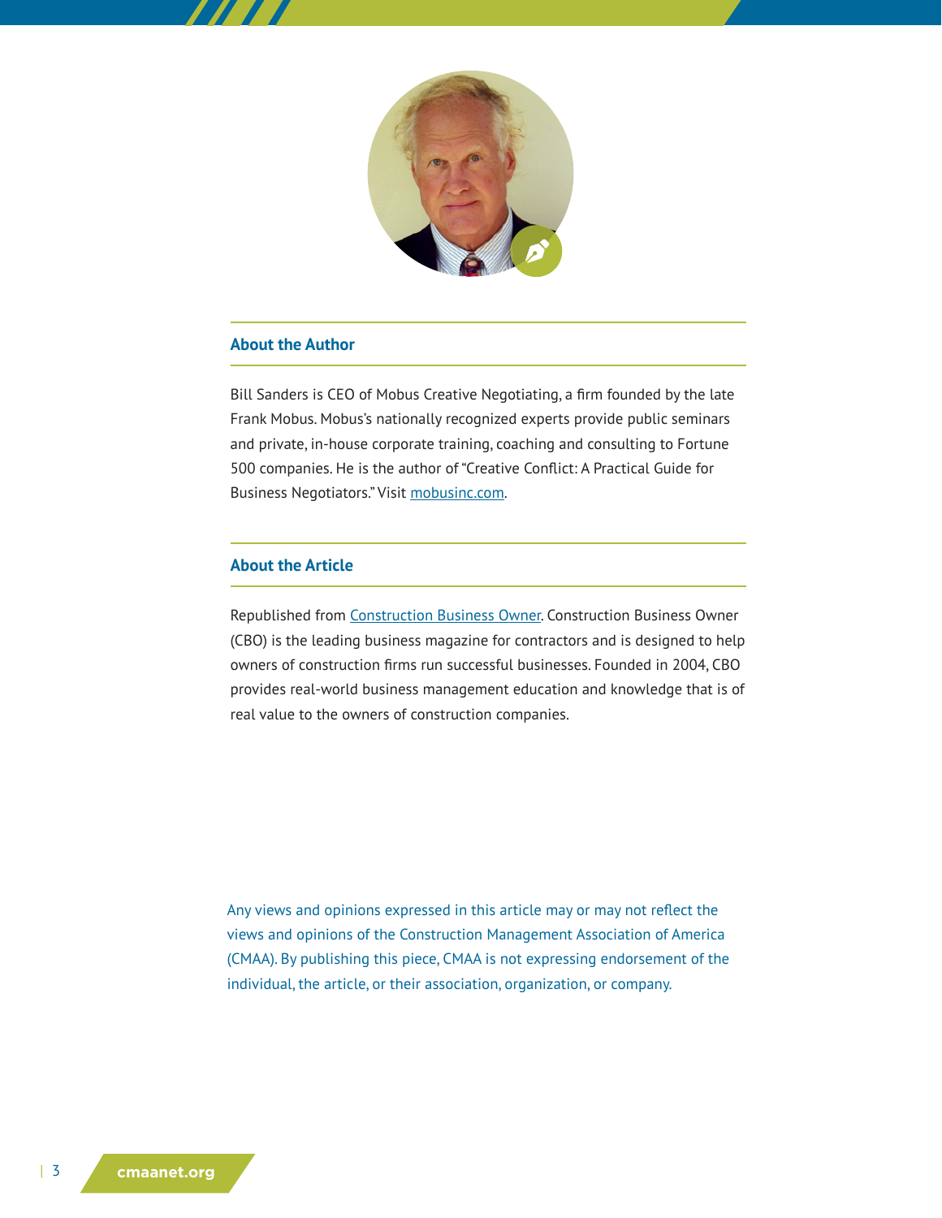## About the Author

Bill Sanders is CEO of Mobus Creative Negotiating, a firm founded by the late Frank Mobus. Mobus's nationally recognized experts provide public seminars and private, in-house corporate training, coaching and consulting to Fortune 500 companies. He is the author of "Creative Conflict: A Practical Guide for Business Negotiators." Visit mobusinc.com.

## About the Article

Republished from Construction Business Owner. Construction Business Owner (CBO) is the leading business magazine for contractors and is designed to help owners of construction firms run successful businesses. Founded in 2004, CBO provides real-world business management education and knowledge that is of real value to the owners of construction companies.

Any views and opinions expressed in this article may or may not reflect the views and opinions of the Construction Management Association of America (CMAA). By publishing this piece, CMAA is not expressing endorsement of the individual, the article, or their association, organization, or company.